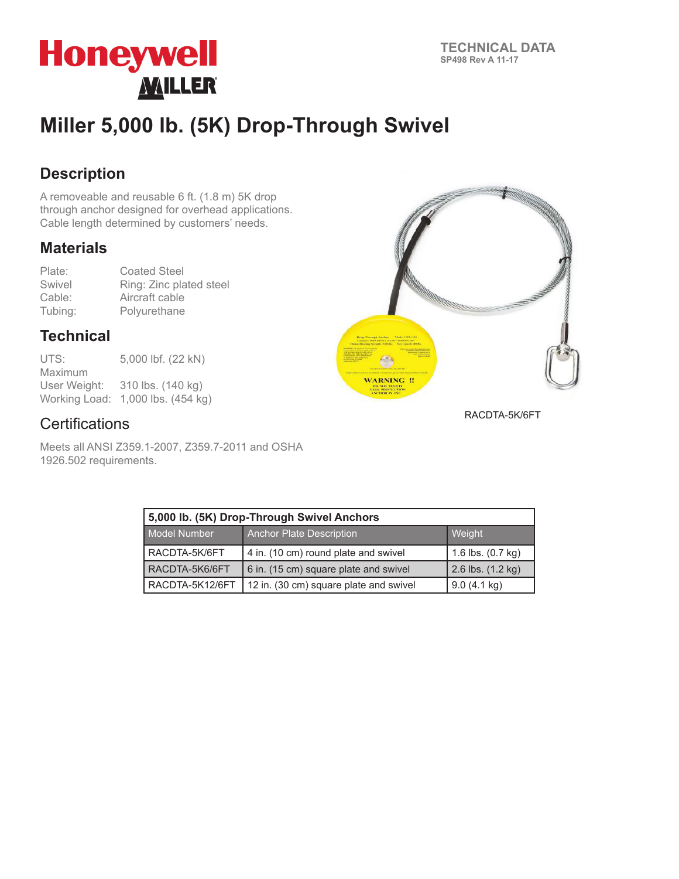Honeywell MILLER

TECHNICAL DATA
SP498 Rev A 11-17

# Miller 5,000 lb. (5K) Drop-Through Swivel

## Description

A removeable and reusable 6 ft. (1.8 m) 5K drop through anchor designed for overhead applications. Cable length determined by customers' needs.

## Materials

| | |
|---|---|
| Plate: | Coated Steel |
| Swivel | Ring: Zinc plated steel |
| Cable: | Aircraft cable |
| Tubing: | Polyurethane |

## Technical

| | |
|---|---|
| UTS: | 5,000 lbf. (22 kN) |
| Maximum User Weight: | 310 lbs. (140 kg) |
| Working Load: | 1,000 lbs. (454 kg) |

RACDTA-5K/6FT

## Certifications

Meets all ANSI Z359.1-2007, Z359.7-2011 and OSHA 1926.502 requirements.

| 5,000 lb. (5K) Drop-Through Swivel Anchors | | |
|---|---|---|
| Model Number | Anchor Plate Description | Weight |
| RACDTA-5K/6FT | 4 in. (10 cm) round plate and swivel | 1.6 lbs. (0.7 kg) |
| RACDTA-5K6/6FT | 6 in. (15 cm) square plate and swivel | 2.6 lbs. (1.2 kg) |
| RACDTA-5K12/6FT | 12 in. (30 cm) square plate and swivel | 9.0 (4.1 kg) |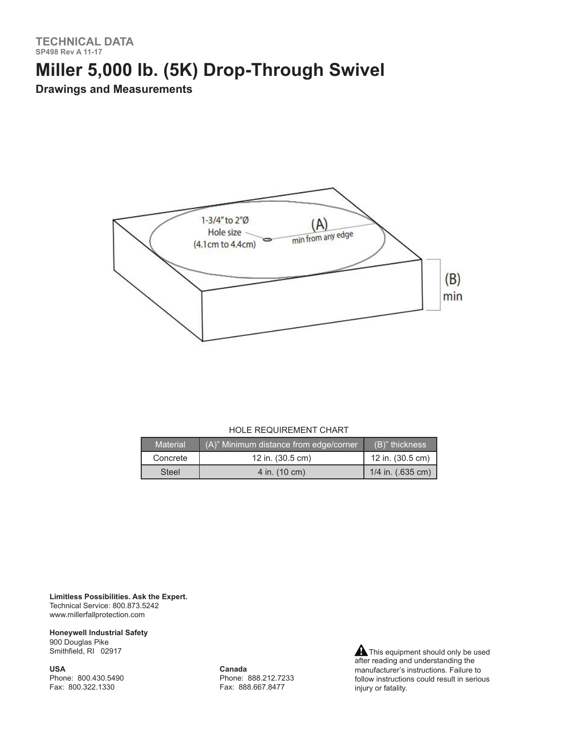TECHNICAL DATA
SP498 Rev A 11-17

# Miller 5,000 lb. (5K) Drop-Through Swivel

## Drawings and Measurements

1-3/4" to 2"Ø
Hole size
(4.1cm to 4.4cm)

(A)
min from any edge

(B)
min

HOLE REQUIREMENT CHART

| Material | (A)" Minimum distance from edge/corner | (B)" thickness |
|---|---|---|
| Concrete | 12 in. (30.5 cm) | 12 in. (30.5 cm) |
| Steel | 4 in. (10 cm) | 1/4 in. (.635 cm) |

**Limitless Possibilities. Ask the Expert.**
Technical Service: 800.873.5242
www.millerfallprotection.com

**Honeywell Industrial Safety**
900 Douglas Pike
Smithfield, RI 02917

**USA**
Phone: 800.430.5490
Fax: 800.322.1330

**Canada**
Phone: 888.212.7233
Fax: 888.667.8477

⚠ This equipment should only be used after reading and understanding the manufacturer's instructions. Failure to follow instructions could result in serious injury or fatality.